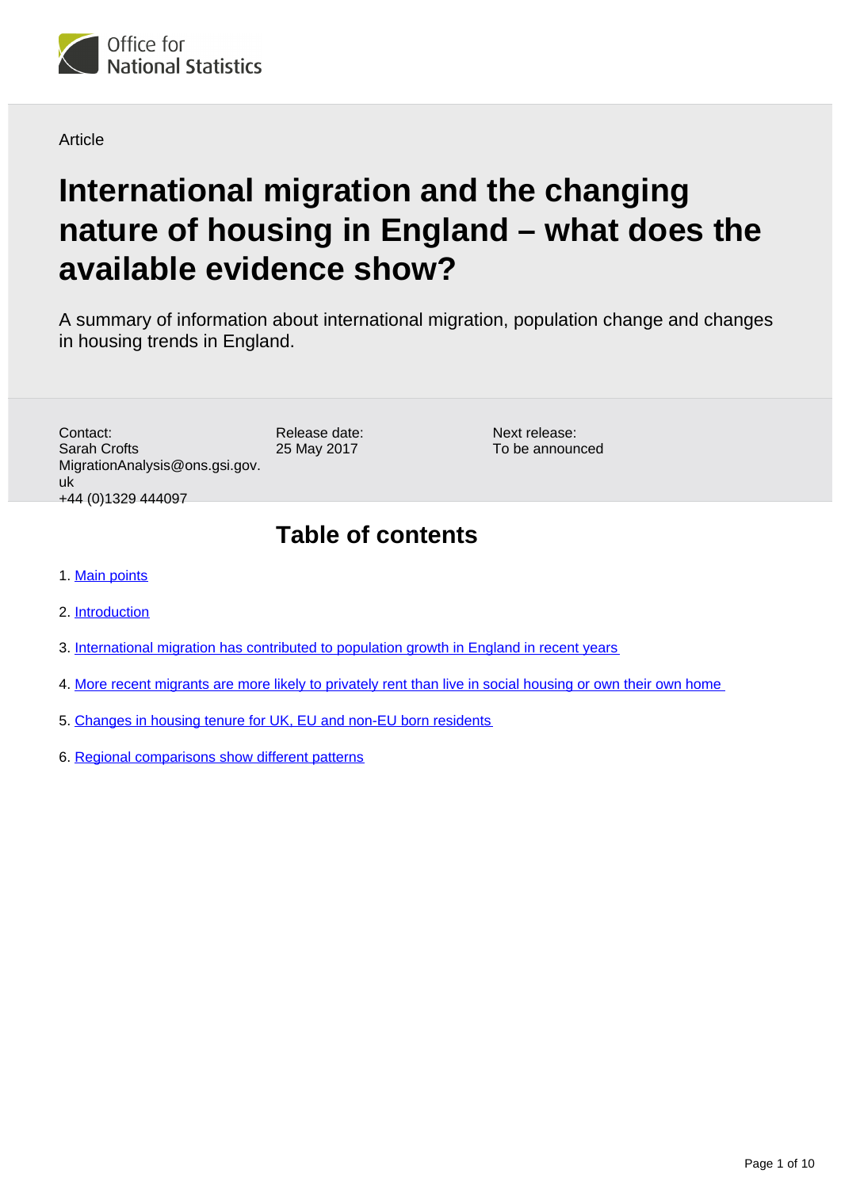Office for National Statistics

Article

# International migration and the changing nature of housing in England – what does the available evidence show?

A summary of information about international migration, population change and changes in housing trends in England.

Contact:
Sarah Crofts
MigrationAnalysis@ons.gsi.gov.uk
+44 (0)1329 444097

Release date:
25 May 2017

Next release:
To be announced

## Table of contents

1. Main points
2. Introduction
3. International migration has contributed to population growth in England in recent years
4. More recent migrants are more likely to privately rent than live in social housing or own their own home
5. Changes in housing tenure for UK, EU and non-EU born residents
6. Regional comparisons show different patterns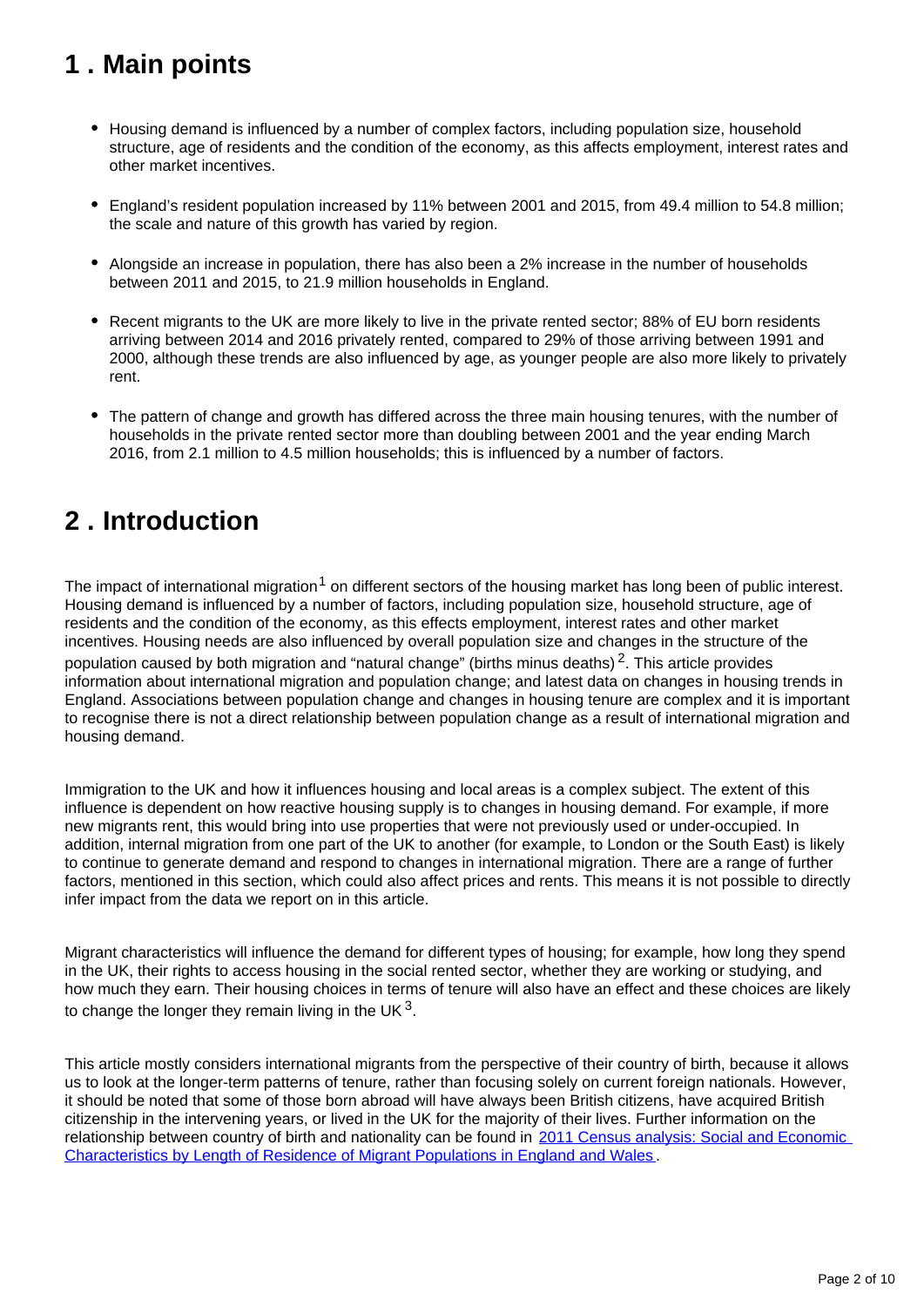## 1 . Main points

- Housing demand is influenced by a number of complex factors, including population size, household structure, age of residents and the condition of the economy, as this affects employment, interest rates and other market incentives.
- England's resident population increased by 11% between 2001 and 2015, from 49.4 million to 54.8 million; the scale and nature of this growth has varied by region.
- Alongside an increase in population, there has also been a 2% increase in the number of households between 2011 and 2015, to 21.9 million households in England.
- Recent migrants to the UK are more likely to live in the private rented sector; 88% of EU born residents arriving between 2014 and 2016 privately rented, compared to 29% of those arriving between 1991 and 2000, although these trends are also influenced by age, as younger people are also more likely to privately rent.
- The pattern of change and growth has differed across the three main housing tenures, with the number of households in the private rented sector more than doubling between 2001 and the year ending March 2016, from 2.1 million to 4.5 million households; this is influenced by a number of factors.

## 2 . Introduction

The impact of international migration[1] on different sectors of the housing market has long been of public interest. Housing demand is influenced by a number of factors, including population size, household structure, age of residents and the condition of the economy, as this effects employment, interest rates and other market incentives. Housing needs are also influenced by overall population size and changes in the structure of the population caused by both migration and "natural change" (births minus deaths)[2]. This article provides information about international migration and population change; and latest data on changes in housing trends in England. Associations between population change and changes in housing tenure are complex and it is important to recognise there is not a direct relationship between population change as a result of international migration and housing demand.

Immigration to the UK and how it influences housing and local areas is a complex subject. The extent of this influence is dependent on how reactive housing supply is to changes in housing demand. For example, if more new migrants rent, this would bring into use properties that were not previously used or under-occupied. In addition, internal migration from one part of the UK to another (for example, to London or the South East) is likely to continue to generate demand and respond to changes in international migration. There are a range of further factors, mentioned in this section, which could also affect prices and rents. This means it is not possible to directly infer impact from the data we report on in this article.

Migrant characteristics will influence the demand for different types of housing; for example, how long they spend in the UK, their rights to access housing in the social rented sector, whether they are working or studying, and how much they earn. Their housing choices in terms of tenure will also have an effect and these choices are likely to change the longer they remain living in the UK[3].

This article mostly considers international migrants from the perspective of their country of birth, because it allows us to look at the longer-term patterns of tenure, rather than focusing solely on current foreign nationals. However, it should be noted that some of those born abroad will have always been British citizens, have acquired British citizenship in the intervening years, or lived in the UK for the majority of their lives. Further information on the relationship between country of birth and nationality can be found in [2011 Census analysis: Social and Economic Characteristics by Length of Residence of Migrant Populations in England and Wales](#).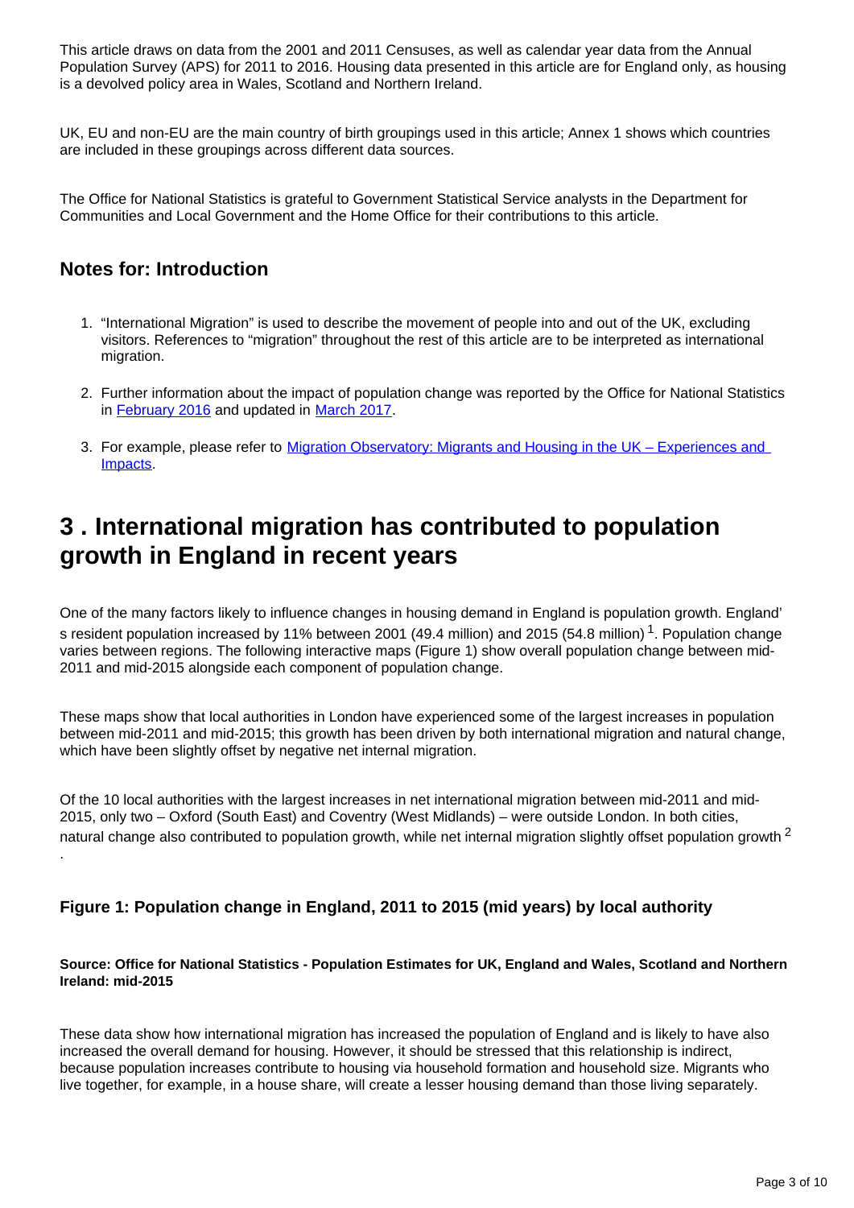This article draws on data from the 2001 and 2011 Censuses, as well as calendar year data from the Annual Population Survey (APS) for 2011 to 2016. Housing data presented in this article are for England only, as housing is a devolved policy area in Wales, Scotland and Northern Ireland.

UK, EU and non-EU are the main country of birth groupings used in this article; Annex 1 shows which countries are included in these groupings across different data sources.

The Office for National Statistics is grateful to Government Statistical Service analysts in the Department for Communities and Local Government and the Home Office for their contributions to this article.

### Notes for: Introduction

1. "International Migration" is used to describe the movement of people into and out of the UK, excluding visitors. References to "migration" throughout the rest of this article are to be interpreted as international migration.

2. Further information about the impact of population change was reported by the Office for National Statistics in February 2016 and updated in March 2017.

3. For example, please refer to Migration Observatory: Migrants and Housing in the UK – Experiences and Impacts.

## 3 . International migration has contributed to population growth in England in recent years

One of the many factors likely to influence changes in housing demand in England is population growth. England's resident population increased by 11% between 2001 (49.4 million) and 2015 (54.8 million) [1]. Population change varies between regions. The following interactive maps (Figure 1) show overall population change between mid-2011 and mid-2015 alongside each component of population change.

These maps show that local authorities in London have experienced some of the largest increases in population between mid-2011 and mid-2015; this growth has been driven by both international migration and natural change, which have been slightly offset by negative net internal migration.

Of the 10 local authorities with the largest increases in net international migration between mid-2011 and mid-2015, only two – Oxford (South East) and Coventry (West Midlands) – were outside London. In both cities, natural change also contributed to population growth, while net internal migration slightly offset population growth [2].

### Figure 1: Population change in England, 2011 to 2015 (mid years) by local authority

**Source: Office for National Statistics - Population Estimates for UK, England and Wales, Scotland and Northern Ireland: mid-2015**

These data show how international migration has increased the population of England and is likely to have also increased the overall demand for housing. However, it should be stressed that this relationship is indirect, because population increases contribute to housing via household formation and household size. Migrants who live together, for example, in a house share, will create a lesser housing demand than those living separately.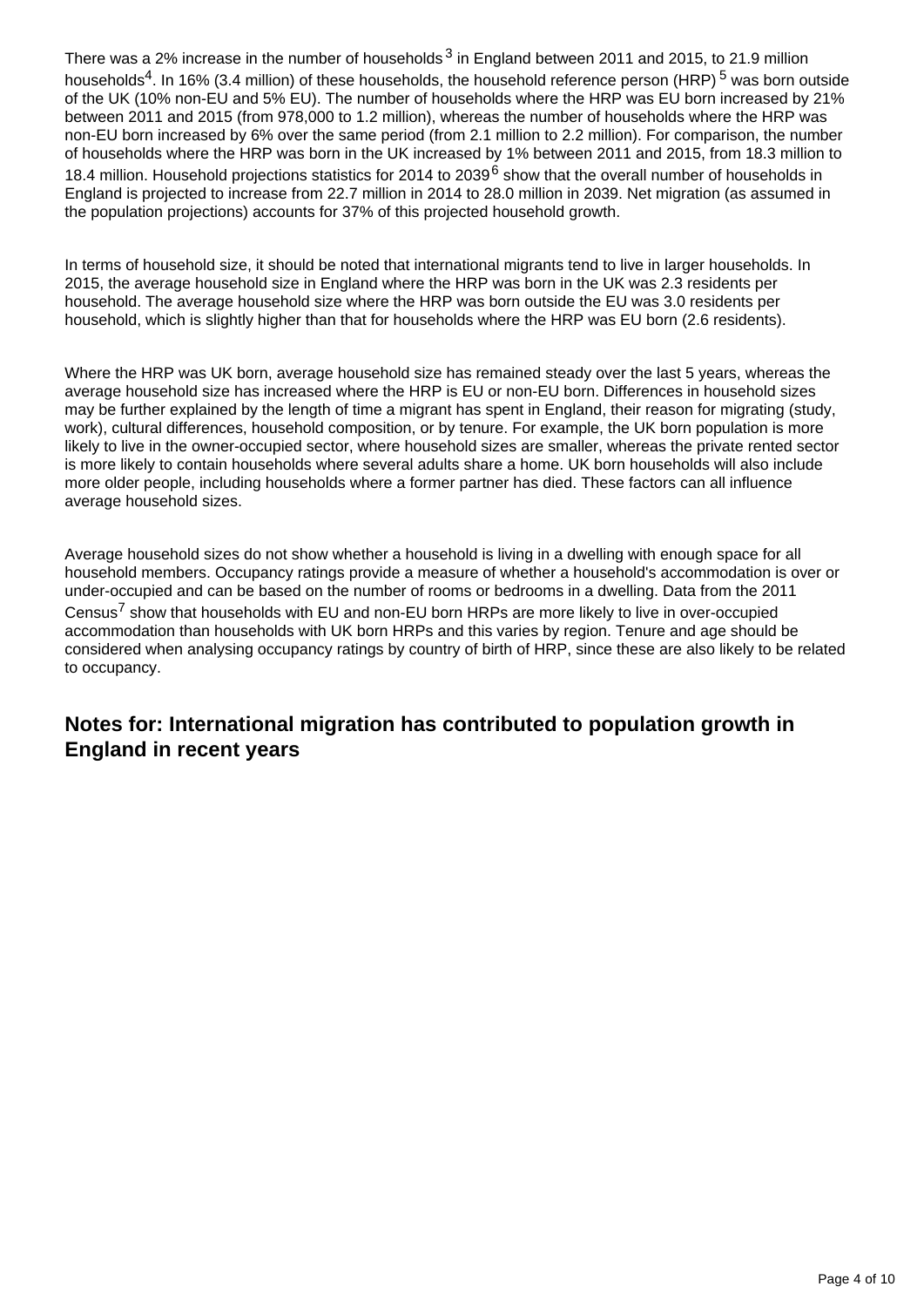There was a 2% increase in the number of households [3] in England between 2011 and 2015, to 21.9 million households[4]. In 16% (3.4 million) of these households, the household reference person (HRP) [5] was born outside of the UK (10% non-EU and 5% EU). The number of households where the HRP was EU born increased by 21% between 2011 and 2015 (from 978,000 to 1.2 million), whereas the number of households where the HRP was non-EU born increased by 6% over the same period (from 2.1 million to 2.2 million). For comparison, the number of households where the HRP was born in the UK increased by 1% between 2011 and 2015, from 18.3 million to 18.4 million. Household projections statistics for 2014 to 2039 [6] show that the overall number of households in England is projected to increase from 22.7 million in 2014 to 28.0 million in 2039. Net migration (as assumed in the population projections) accounts for 37% of this projected household growth.

In terms of household size, it should be noted that international migrants tend to live in larger households. In 2015, the average household size in England where the HRP was born in the UK was 2.3 residents per household. The average household size where the HRP was born outside the EU was 3.0 residents per household, which is slightly higher than that for households where the HRP was EU born (2.6 residents).

Where the HRP was UK born, average household size has remained steady over the last 5 years, whereas the average household size has increased where the HRP is EU or non-EU born. Differences in household sizes may be further explained by the length of time a migrant has spent in England, their reason for migrating (study, work), cultural differences, household composition, or by tenure. For example, the UK born population is more likely to live in the owner-occupied sector, where household sizes are smaller, whereas the private rented sector is more likely to contain households where several adults share a home. UK born households will also include more older people, including households where a former partner has died. These factors can all influence average household sizes.

Average household sizes do not show whether a household is living in a dwelling with enough space for all household members. Occupancy ratings provide a measure of whether a household's accommodation is over or under-occupied and can be based on the number of rooms or bedrooms in a dwelling. Data from the 2011 Census[7] show that households with EU and non-EU born HRPs are more likely to live in over-occupied accommodation than households with UK born HRPs and this varies by region. Tenure and age should be considered when analysing occupancy ratings by country of birth of HRP, since these are also likely to be related to occupancy.

## Notes for: International migration has contributed to population growth in England in recent years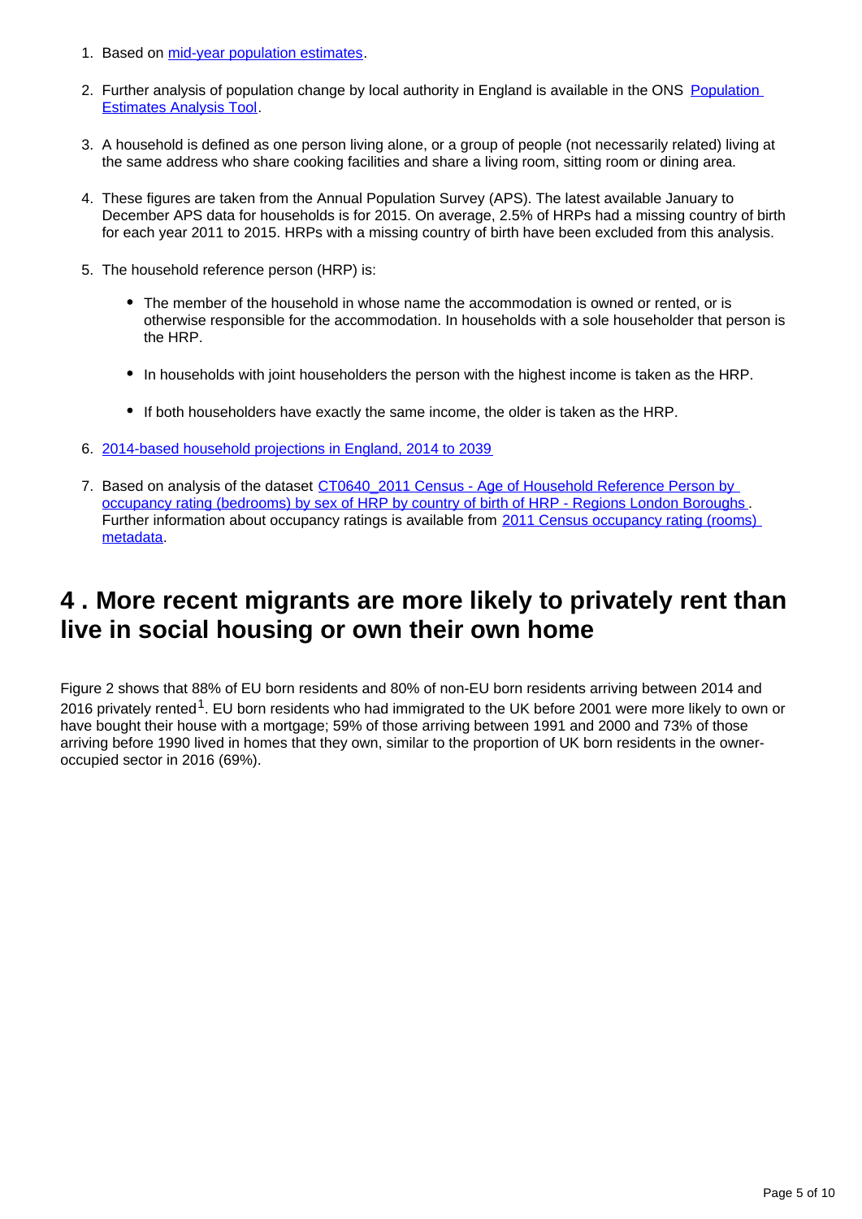1. Based on mid-year population estimates.

2. Further analysis of population change by local authority in England is available in the ONS Population Estimates Analysis Tool.

3. A household is defined as one person living alone, or a group of people (not necessarily related) living at the same address who share cooking facilities and share a living room, sitting room or dining area.

4. These figures are taken from the Annual Population Survey (APS). The latest available January to December APS data for households is for 2015. On average, 2.5% of HRPs had a missing country of birth for each year 2011 to 2015. HRPs with a missing country of birth have been excluded from this analysis.

5. The household reference person (HRP) is:

   - The member of the household in whose name the accommodation is owned or rented, or is otherwise responsible for the accommodation. In households with a sole householder that person is the HRP.

   - In households with joint householders the person with the highest income is taken as the HRP.

   - If both householders have exactly the same income, the older is taken as the HRP.

6. 2014-based household projections in England, 2014 to 2039

7. Based on analysis of the dataset CT0640_2011 Census - Age of Household Reference Person by occupancy rating (bedrooms) by sex of HRP by country of birth of HRP - Regions London Boroughs . Further information about occupancy ratings is available from 2011 Census occupancy rating (rooms) metadata.

## 4 . More recent migrants are more likely to privately rent than live in social housing or own their own home

Figure 2 shows that 88% of EU born residents and 80% of non-EU born residents arriving between 2014 and 2016 privately rented[1]. EU born residents who had immigrated to the UK before 2001 were more likely to own or have bought their house with a mortgage; 59% of those arriving between 1991 and 2000 and 73% of those arriving before 1990 lived in homes that they own, similar to the proportion of UK born residents in the owner-occupied sector in 2016 (69%).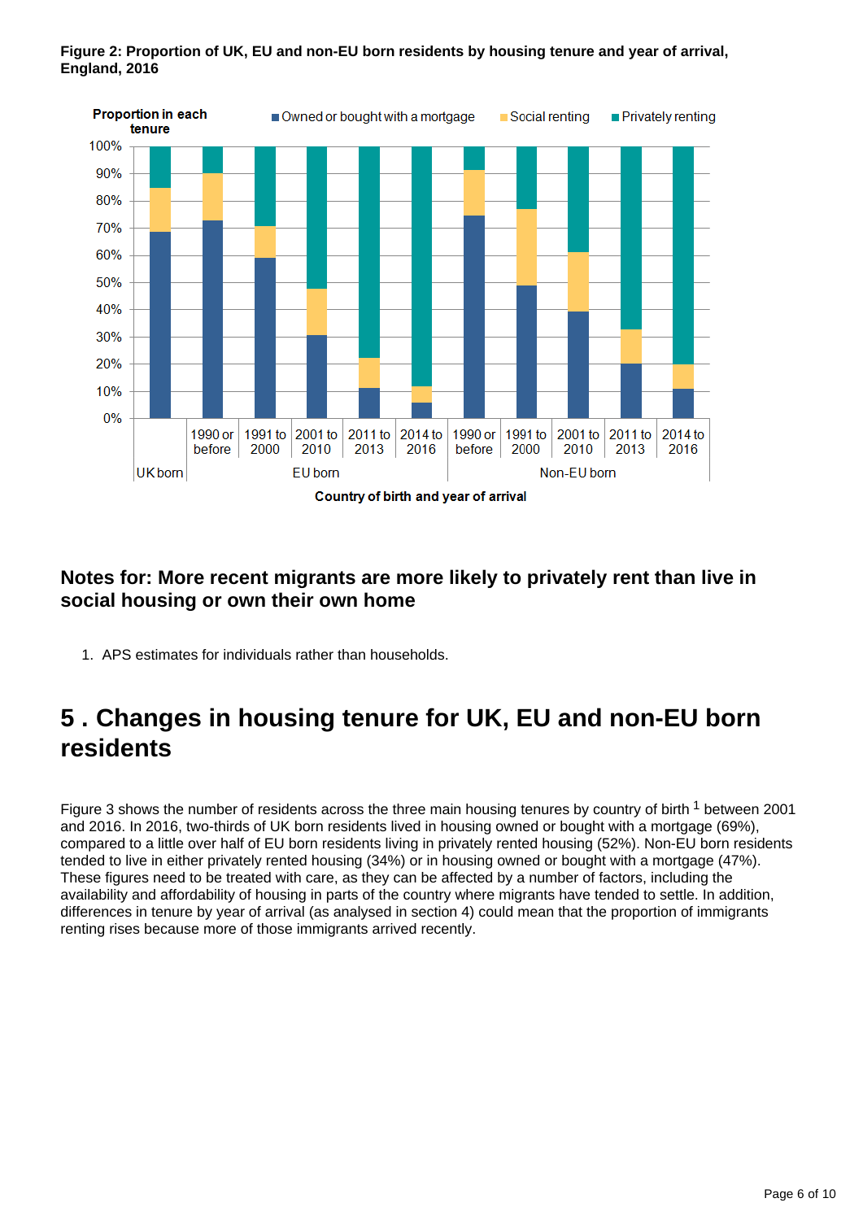**Figure 2: Proportion of UK, EU and non-EU born residents by housing tenure and year of arrival, England, 2016**

### Notes for: More recent migrants are more likely to privately rent than live in social housing or own their own home

1. APS estimates for individuals rather than households.

# 5 . Changes in housing tenure for UK, EU and non-EU born residents

Figure 3 shows the number of residents across the three main housing tenures by country of birth [1] between 2001 and 2016. In 2016, two-thirds of UK born residents lived in housing owned or bought with a mortgage (69%), compared to a little over half of EU born residents living in privately rented housing (52%). Non-EU born residents tended to live in either privately rented housing (34%) or in housing owned or bought with a mortgage (47%). These figures need to be treated with care, as they can be affected by a number of factors, including the availability and affordability of housing in parts of the country where migrants have tended to settle. In addition, differences in tenure by year of arrival (as analysed in section 4) could mean that the proportion of immigrants renting rises because more of those immigrants arrived recently.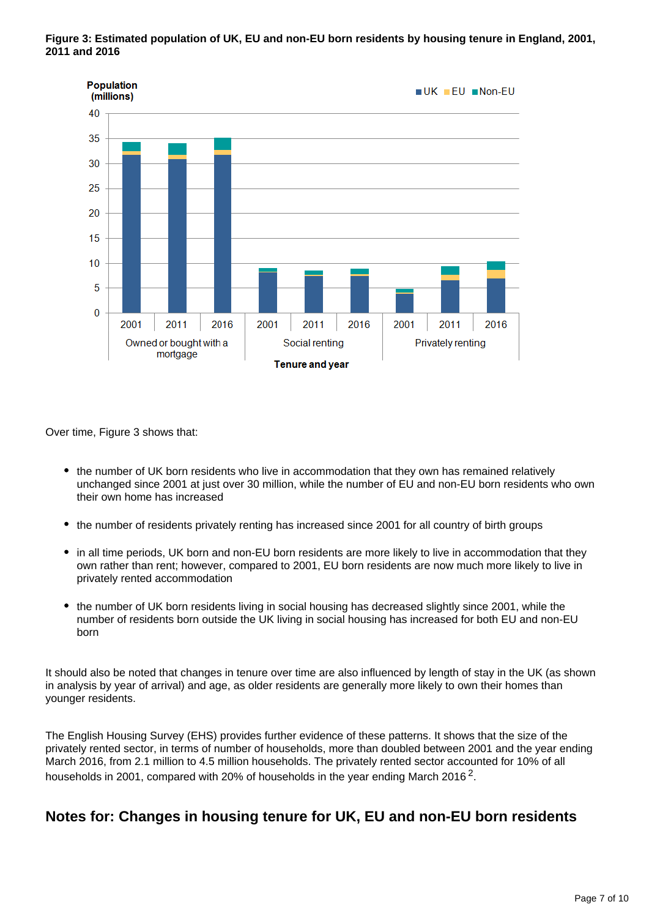**Figure 3: Estimated population of UK, EU and non-EU born residents by housing tenure in England, 2001, 2011 and 2016**

Over time, Figure 3 shows that:

- the number of UK born residents who live in accommodation that they own has remained relatively unchanged since 2001 at just over 30 million, while the number of EU and non-EU born residents who own their own home has increased
- the number of residents privately renting has increased since 2001 for all country of birth groups
- in all time periods, UK born and non-EU born residents are more likely to live in accommodation that they own rather than rent; however, compared to 2001, EU born residents are now much more likely to live in privately rented accommodation
- the number of UK born residents living in social housing has decreased slightly since 2001, while the number of residents born outside the UK living in social housing has increased for both EU and non-EU born

It should also be noted that changes in tenure over time are also influenced by length of stay in the UK (as shown in analysis by year of arrival) and age, as older residents are generally more likely to own their homes than younger residents.

The English Housing Survey (EHS) provides further evidence of these patterns. It shows that the size of the privately rented sector, in terms of number of households, more than doubled between 2001 and the year ending March 2016, from 2.1 million to 4.5 million households. The privately rented sector accounted for 10% of all households in 2001, compared with 20% of households in the year ending March 2016[2].

## Notes for: Changes in housing tenure for UK, EU and non-EU born residents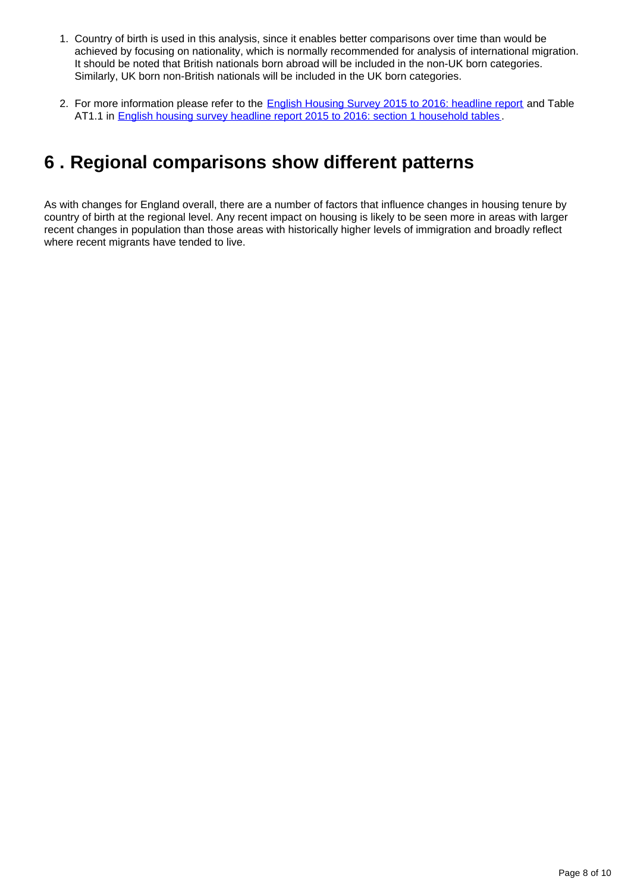1. Country of birth is used in this analysis, since it enables better comparisons over time than would be achieved by focusing on nationality, which is normally recommended for analysis of international migration. It should be noted that British nationals born abroad will be included in the non-UK born categories. Similarly, UK born non-British nationals will be included in the UK born categories.

2. For more information please refer to the [English Housing Survey 2015 to 2016: headline report](#) and Table AT1.1 in [English housing survey headline report 2015 to 2016: section 1 household tables](#).

## 6 . Regional comparisons show different patterns

As with changes for England overall, there are a number of factors that influence changes in housing tenure by country of birth at the regional level. Any recent impact on housing is likely to be seen more in areas with larger recent changes in population than those areas with historically higher levels of immigration and broadly reflect where recent migrants have tended to live.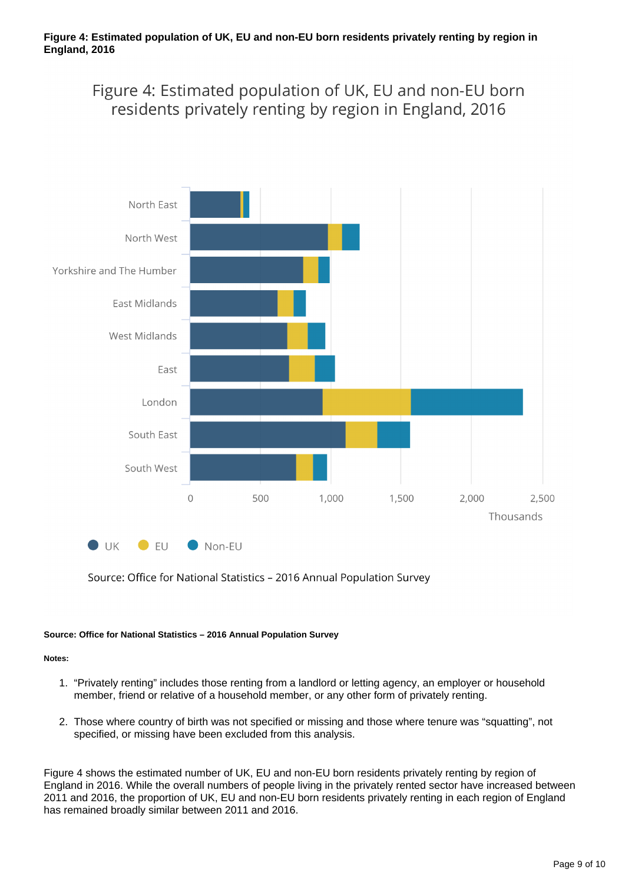**Figure 4: Estimated population of UK, EU and non-EU born residents privately renting by region in England, 2016**

Source: Office for National Statistics – 2016 Annual Population Survey

**Notes:**

1. "Privately renting" includes those renting from a landlord or letting agency, an employer or household member, friend or relative of a household member, or any other form of privately renting.
2. Those where country of birth was not specified or missing and those where tenure was "squatting", not specified, or missing have been excluded from this analysis.

Figure 4 shows the estimated number of UK, EU and non-EU born residents privately renting by region of England in 2016. While the overall numbers of people living in the privately rented sector have increased between 2011 and 2016, the proportion of UK, EU and non-EU born residents privately renting in each region of England has remained broadly similar between 2011 and 2016.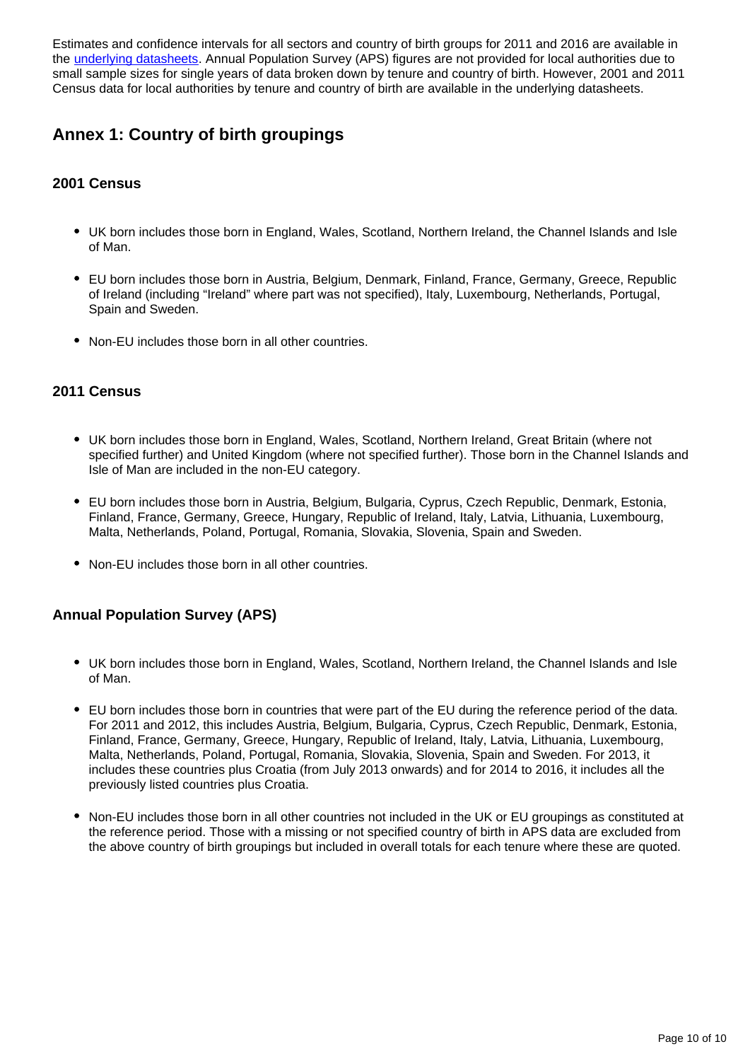Estimates and confidence intervals for all sectors and country of birth groups for 2011 and 2016 are available in the [underlying datasheets](). Annual Population Survey (APS) figures are not provided for local authorities due to small sample sizes for single years of data broken down by tenure and country of birth. However, 2001 and 2011 Census data for local authorities by tenure and country of birth are available in the underlying datasheets.

## Annex 1: Country of birth groupings

### 2001 Census

- UK born includes those born in England, Wales, Scotland, Northern Ireland, the Channel Islands and Isle of Man.
- EU born includes those born in Austria, Belgium, Denmark, Finland, France, Germany, Greece, Republic of Ireland (including "Ireland" where part was not specified), Italy, Luxembourg, Netherlands, Portugal, Spain and Sweden.
- Non-EU includes those born in all other countries.

### 2011 Census

- UK born includes those born in England, Wales, Scotland, Northern Ireland, Great Britain (where not specified further) and United Kingdom (where not specified further). Those born in the Channel Islands and Isle of Man are included in the non-EU category.
- EU born includes those born in Austria, Belgium, Bulgaria, Cyprus, Czech Republic, Denmark, Estonia, Finland, France, Germany, Greece, Hungary, Republic of Ireland, Italy, Latvia, Lithuania, Luxembourg, Malta, Netherlands, Poland, Portugal, Romania, Slovakia, Slovenia, Spain and Sweden.
- Non-EU includes those born in all other countries.

### Annual Population Survey (APS)

- UK born includes those born in England, Wales, Scotland, Northern Ireland, the Channel Islands and Isle of Man.
- EU born includes those born in countries that were part of the EU during the reference period of the data. For 2011 and 2012, this includes Austria, Belgium, Bulgaria, Cyprus, Czech Republic, Denmark, Estonia, Finland, France, Germany, Greece, Hungary, Republic of Ireland, Italy, Latvia, Lithuania, Luxembourg, Malta, Netherlands, Poland, Portugal, Romania, Slovakia, Slovenia, Spain and Sweden. For 2013, it includes these countries plus Croatia (from July 2013 onwards) and for 2014 to 2016, it includes all the previously listed countries plus Croatia.
- Non-EU includes those born in all other countries not included in the UK or EU groupings as constituted at the reference period. Those with a missing or not specified country of birth in APS data are excluded from the above country of birth groupings but included in overall totals for each tenure where these are quoted.